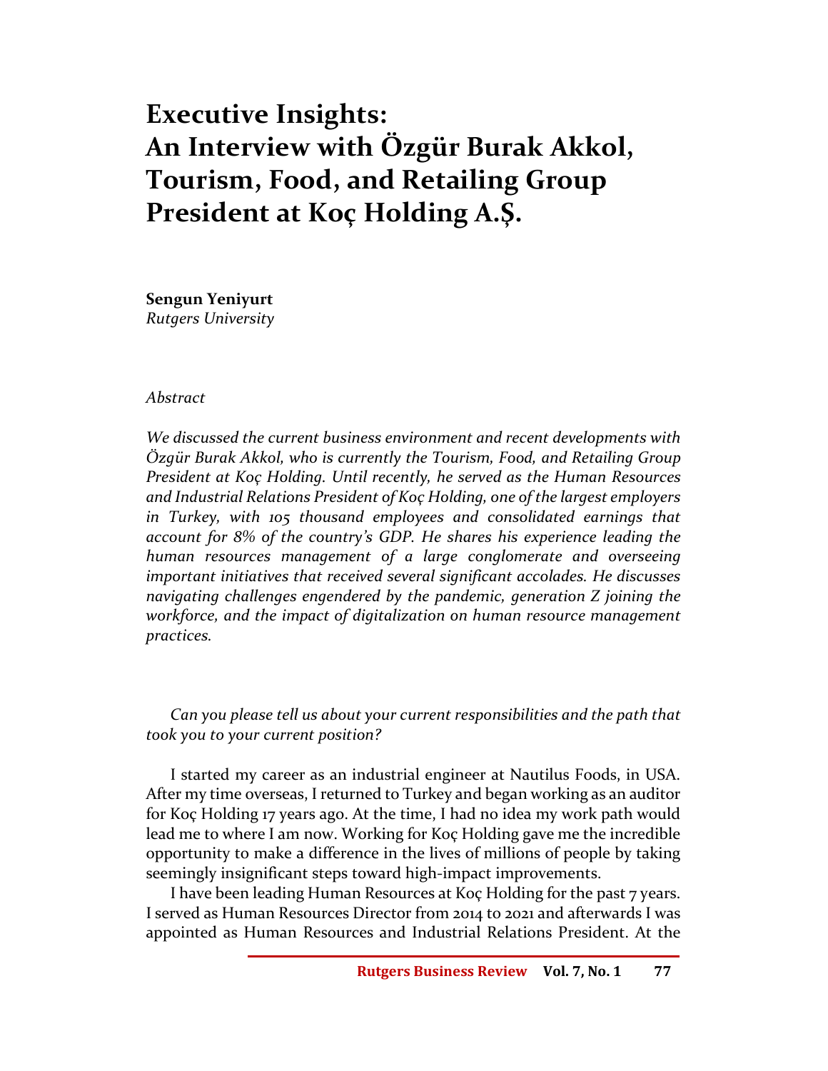# Executive Insights: An Interview with Özgür Burak Akkol, Tourism, Food, and Retailing Group President at Koç Holding A.Ş.

**Sengun Yeniyurt**
*Rutgers University*

*Abstract*

*We discussed the current business environment and recent developments with Özgür Burak Akkol, who is currently the Tourism, Food, and Retailing Group President at Koç Holding. Until recently, he served as the Human Resources and Industrial Relations President of Koç Holding, one of the largest employers in Turkey, with 105 thousand employees and consolidated earnings that account for 8% of the country's GDP. He shares his experience leading the human resources management of a large conglomerate and overseeing important initiatives that received several significant accolades. He discusses navigating challenges engendered by the pandemic, generation Z joining the workforce, and the impact of digitalization on human resource management practices.*

*Can you please tell us about your current responsibilities and the path that took you to your current position?*

I started my career as an industrial engineer at Nautilus Foods, in USA. After my time overseas, I returned to Turkey and began working as an auditor for Koç Holding 17 years ago. At the time, I had no idea my work path would lead me to where I am now. Working for Koç Holding gave me the incredible opportunity to make a difference in the lives of millions of people by taking seemingly insignificant steps toward high-impact improvements.

I have been leading Human Resources at Koç Holding for the past 7 years. I served as Human Resources Director from 2014 to 2021 and afterwards I was appointed as Human Resources and Industrial Relations President. At the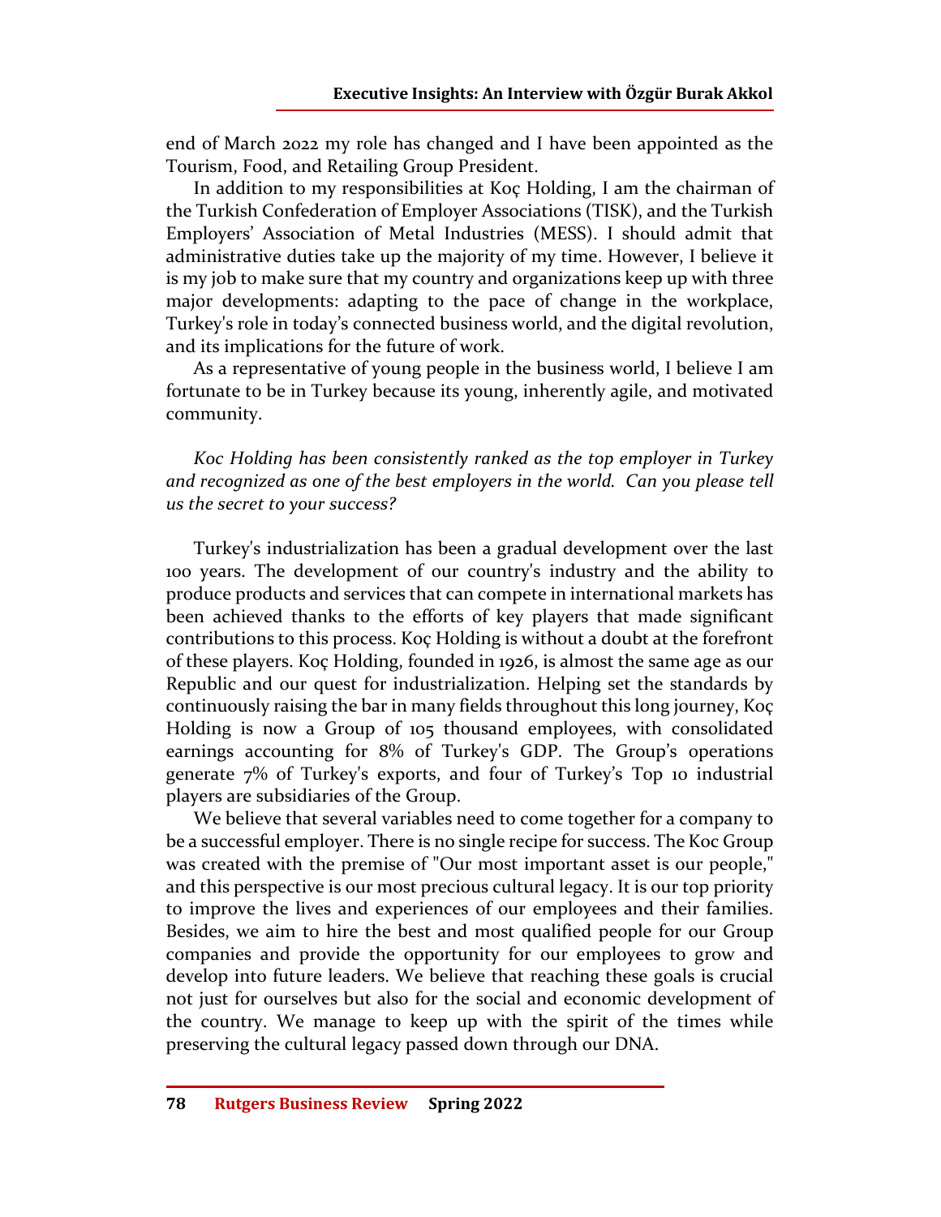end of March 2022 my role has changed and I have been appointed as the Tourism, Food, and Retailing Group President.

In addition to my responsibilities at Koç Holding, I am the chairman of the Turkish Confederation of Employer Associations (TISK), and the Turkish Employers' Association of Metal Industries (MESS). I should admit that administrative duties take up the majority of my time. However, I believe it is my job to make sure that my country and organizations keep up with three major developments: adapting to the pace of change in the workplace, Turkey's role in today's connected business world, and the digital revolution, and its implications for the future of work.

As a representative of young people in the business world, I believe I am fortunate to be in Turkey because its young, inherently agile, and motivated community.

*Koc Holding has been consistently ranked as the top employer in Turkey and recognized as one of the best employers in the world. Can you please tell us the secret to your success?*

Turkey's industrialization has been a gradual development over the last 100 years. The development of our country's industry and the ability to produce products and services that can compete in international markets has been achieved thanks to the efforts of key players that made significant contributions to this process. Koç Holding is without a doubt at the forefront of these players. Koç Holding, founded in 1926, is almost the same age as our Republic and our quest for industrialization. Helping set the standards by continuously raising the bar in many fields throughout this long journey, Koç Holding is now a Group of 105 thousand employees, with consolidated earnings accounting for 8% of Turkey's GDP. The Group's operations generate 7% of Turkey's exports, and four of Turkey's Top 10 industrial players are subsidiaries of the Group.

We believe that several variables need to come together for a company to be a successful employer. There is no single recipe for success. The Koc Group was created with the premise of "Our most important asset is our people," and this perspective is our most precious cultural legacy. It is our top priority to improve the lives and experiences of our employees and their families. Besides, we aim to hire the best and most qualified people for our Group companies and provide the opportunity for our employees to grow and develop into future leaders. We believe that reaching these goals is crucial not just for ourselves but also for the social and economic development of the country. We manage to keep up with the spirit of the times while preserving the cultural legacy passed down through our DNA.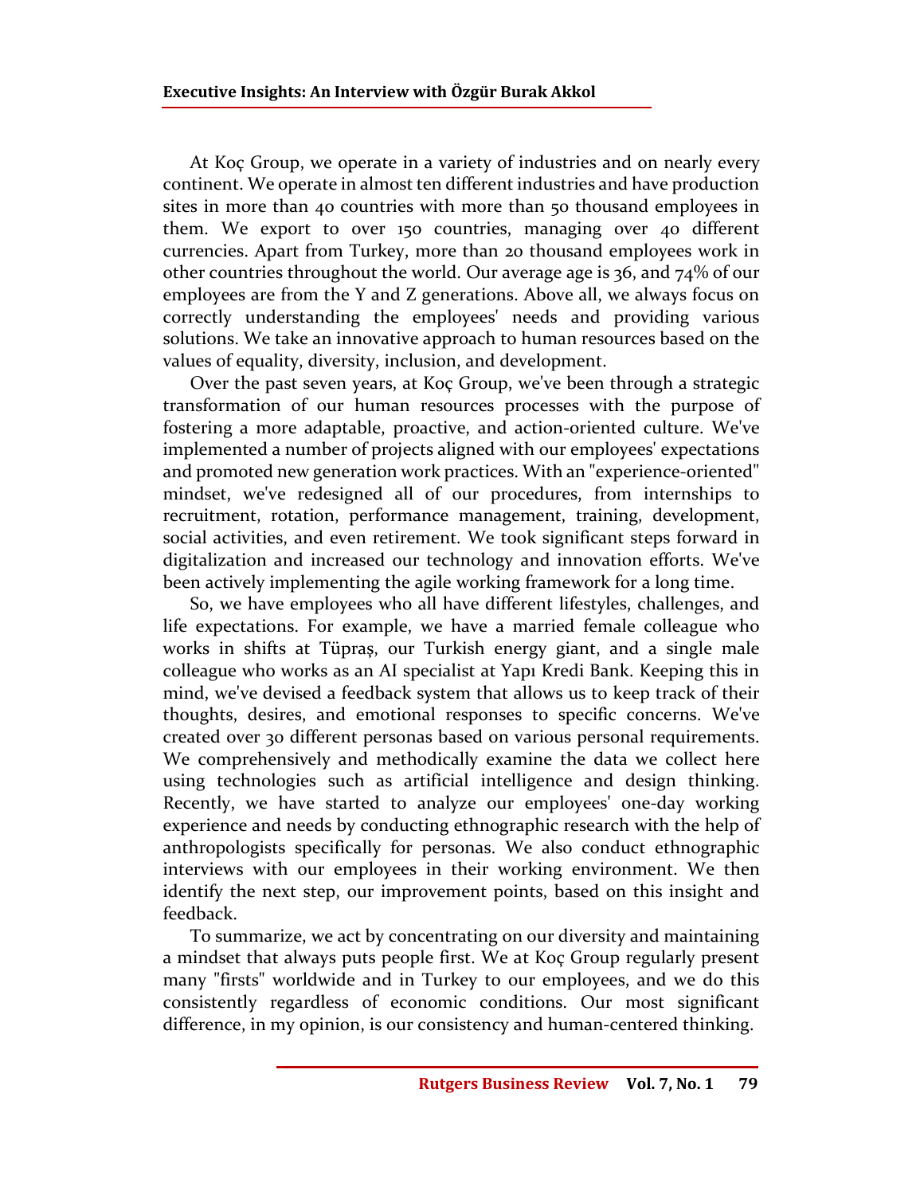At Koç Group, we operate in a variety of industries and on nearly every continent. We operate in almost ten different industries and have production sites in more than 40 countries with more than 50 thousand employees in them. We export to over 150 countries, managing over 40 different currencies. Apart from Turkey, more than 20 thousand employees work in other countries throughout the world. Our average age is 36, and 74% of our employees are from the Y and Z generations. Above all, we always focus on correctly understanding the employees' needs and providing various solutions. We take an innovative approach to human resources based on the values of equality, diversity, inclusion, and development.

Over the past seven years, at Koç Group, we've been through a strategic transformation of our human resources processes with the purpose of fostering a more adaptable, proactive, and action-oriented culture. We've implemented a number of projects aligned with our employees' expectations and promoted new generation work practices. With an "experience-oriented" mindset, we've redesigned all of our procedures, from internships to recruitment, rotation, performance management, training, development, social activities, and even retirement. We took significant steps forward in digitalization and increased our technology and innovation efforts. We've been actively implementing the agile working framework for a long time.

So, we have employees who all have different lifestyles, challenges, and life expectations. For example, we have a married female colleague who works in shifts at Tüpraş, our Turkish energy giant, and a single male colleague who works as an AI specialist at Yapı Kredi Bank. Keeping this in mind, we've devised a feedback system that allows us to keep track of their thoughts, desires, and emotional responses to specific concerns. We've created over 30 different personas based on various personal requirements. We comprehensively and methodically examine the data we collect here using technologies such as artificial intelligence and design thinking. Recently, we have started to analyze our employees' one-day working experience and needs by conducting ethnographic research with the help of anthropologists specifically for personas. We also conduct ethnographic interviews with our employees in their working environment. We then identify the next step, our improvement points, based on this insight and feedback.

To summarize, we act by concentrating on our diversity and maintaining a mindset that always puts people first. We at Koç Group regularly present many "firsts" worldwide and in Turkey to our employees, and we do this consistently regardless of economic conditions. Our most significant difference, in my opinion, is our consistency and human-centered thinking.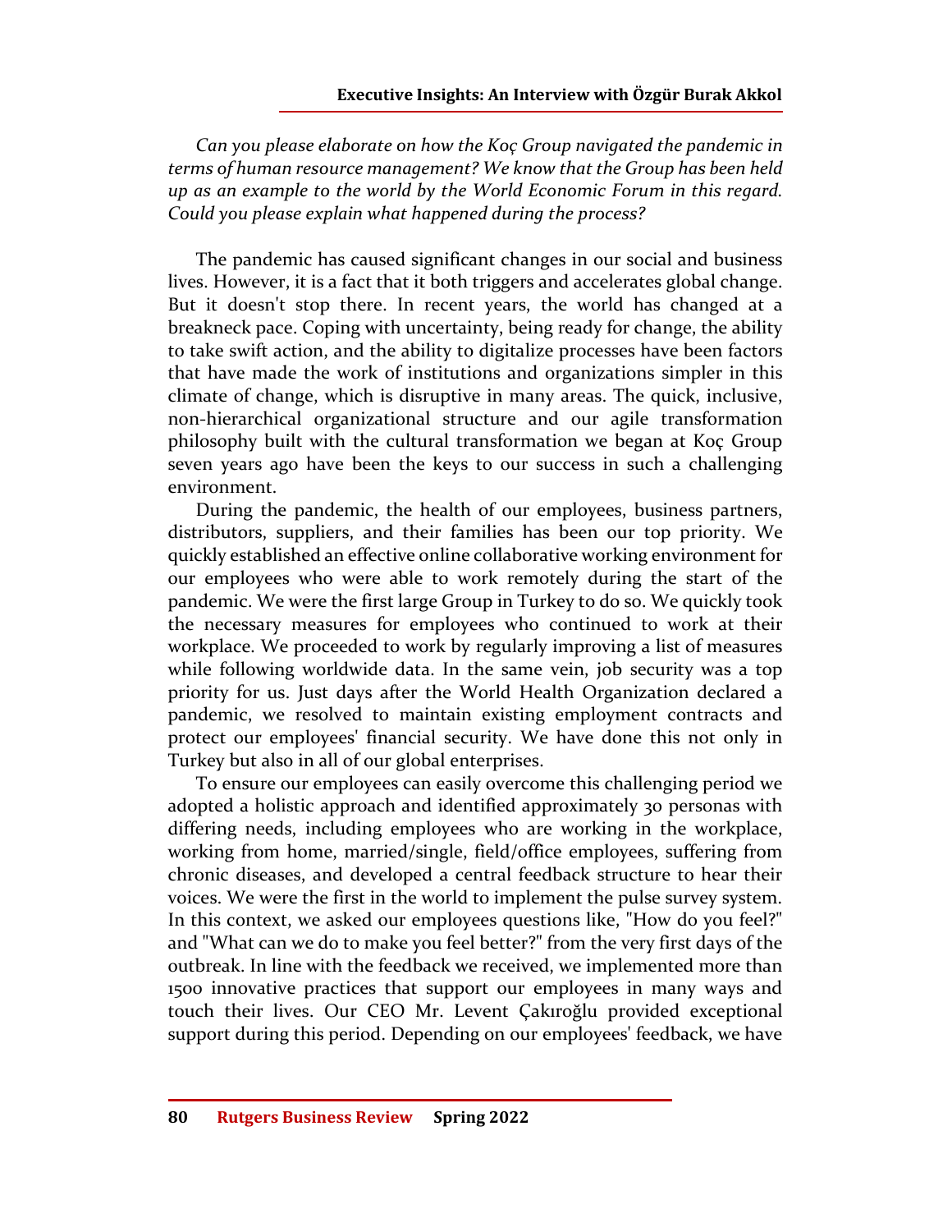*Can you please elaborate on how the Koç Group navigated the pandemic in terms of human resource management? We know that the Group has been held up as an example to the world by the World Economic Forum in this regard. Could you please explain what happened during the process?*

The pandemic has caused significant changes in our social and business lives. However, it is a fact that it both triggers and accelerates global change. But it doesn't stop there. In recent years, the world has changed at a breakneck pace. Coping with uncertainty, being ready for change, the ability to take swift action, and the ability to digitalize processes have been factors that have made the work of institutions and organizations simpler in this climate of change, which is disruptive in many areas. The quick, inclusive, non-hierarchical organizational structure and our agile transformation philosophy built with the cultural transformation we began at Koç Group seven years ago have been the keys to our success in such a challenging environment.

During the pandemic, the health of our employees, business partners, distributors, suppliers, and their families has been our top priority. We quickly established an effective online collaborative working environment for our employees who were able to work remotely during the start of the pandemic. We were the first large Group in Turkey to do so. We quickly took the necessary measures for employees who continued to work at their workplace. We proceeded to work by regularly improving a list of measures while following worldwide data. In the same vein, job security was a top priority for us. Just days after the World Health Organization declared a pandemic, we resolved to maintain existing employment contracts and protect our employees' financial security. We have done this not only in Turkey but also in all of our global enterprises.

To ensure our employees can easily overcome this challenging period we adopted a holistic approach and identified approximately 30 personas with differing needs, including employees who are working in the workplace, working from home, married/single, field/office employees, suffering from chronic diseases, and developed a central feedback structure to hear their voices. We were the first in the world to implement the pulse survey system. In this context, we asked our employees questions like, "How do you feel?" and "What can we do to make you feel better?" from the very first days of the outbreak. In line with the feedback we received, we implemented more than 1500 innovative practices that support our employees in many ways and touch their lives. Our CEO Mr. Levent Çakıroğlu provided exceptional support during this period. Depending on our employees' feedback, we have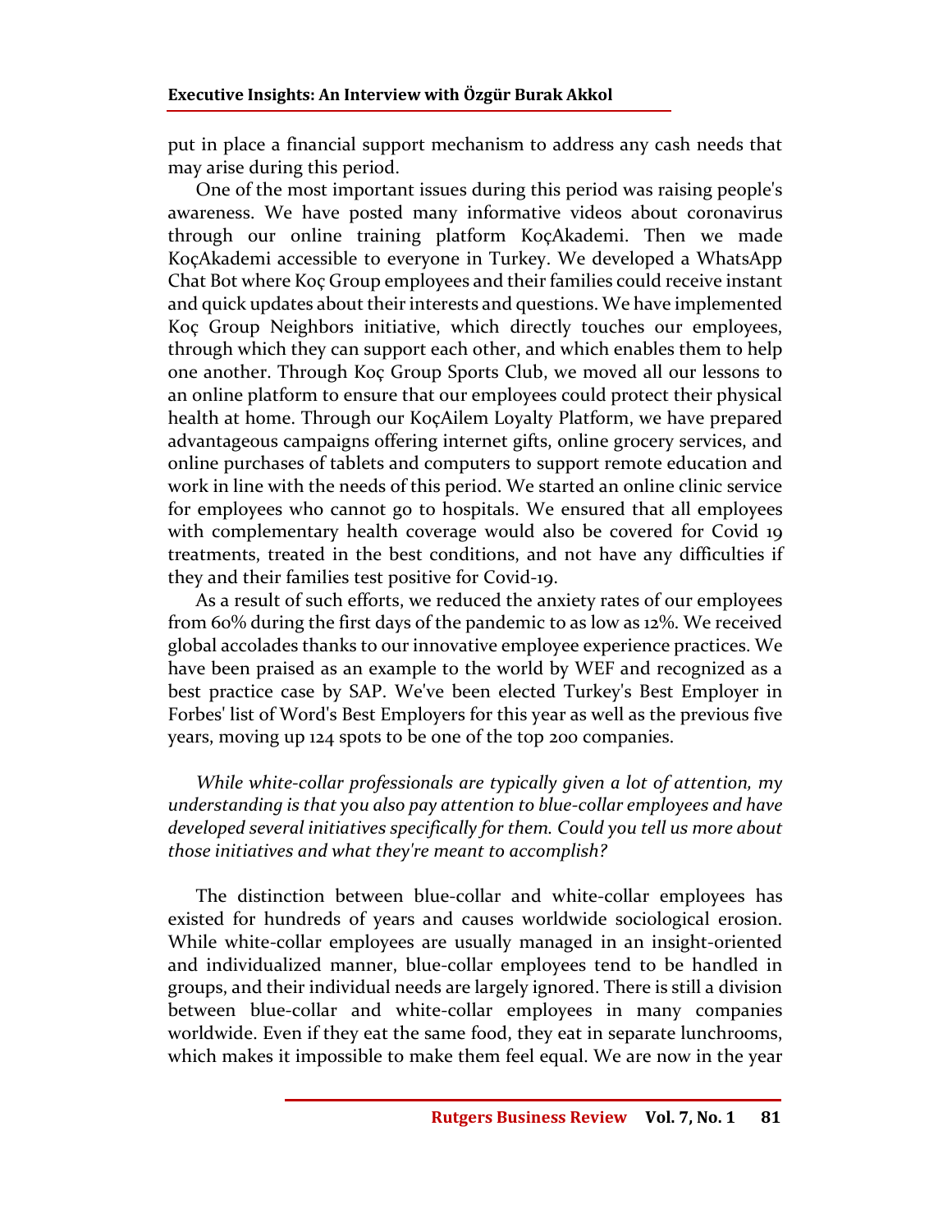put in place a financial support mechanism to address any cash needs that may arise during this period.

One of the most important issues during this period was raising people's awareness. We have posted many informative videos about coronavirus through our online training platform KoçAkademi. Then we made KoçAkademi accessible to everyone in Turkey. We developed a WhatsApp Chat Bot where Koç Group employees and their families could receive instant and quick updates about their interests and questions. We have implemented Koç Group Neighbors initiative, which directly touches our employees, through which they can support each other, and which enables them to help one another. Through Koç Group Sports Club, we moved all our lessons to an online platform to ensure that our employees could protect their physical health at home. Through our KoçAilem Loyalty Platform, we have prepared advantageous campaigns offering internet gifts, online grocery services, and online purchases of tablets and computers to support remote education and work in line with the needs of this period. We started an online clinic service for employees who cannot go to hospitals. We ensured that all employees with complementary health coverage would also be covered for Covid 19 treatments, treated in the best conditions, and not have any difficulties if they and their families test positive for Covid-19.

As a result of such efforts, we reduced the anxiety rates of our employees from 60% during the first days of the pandemic to as low as 12%. We received global accolades thanks to our innovative employee experience practices. We have been praised as an example to the world by WEF and recognized as a best practice case by SAP. We've been elected Turkey's Best Employer in Forbes' list of Word's Best Employers for this year as well as the previous five years, moving up 124 spots to be one of the top 200 companies.

*While white-collar professionals are typically given a lot of attention, my understanding is that you also pay attention to blue-collar employees and have developed several initiatives specifically for them. Could you tell us more about those initiatives and what they're meant to accomplish?*

The distinction between blue-collar and white-collar employees has existed for hundreds of years and causes worldwide sociological erosion. While white-collar employees are usually managed in an insight-oriented and individualized manner, blue-collar employees tend to be handled in groups, and their individual needs are largely ignored. There is still a division between blue-collar and white-collar employees in many companies worldwide. Even if they eat the same food, they eat in separate lunchrooms, which makes it impossible to make them feel equal. We are now in the year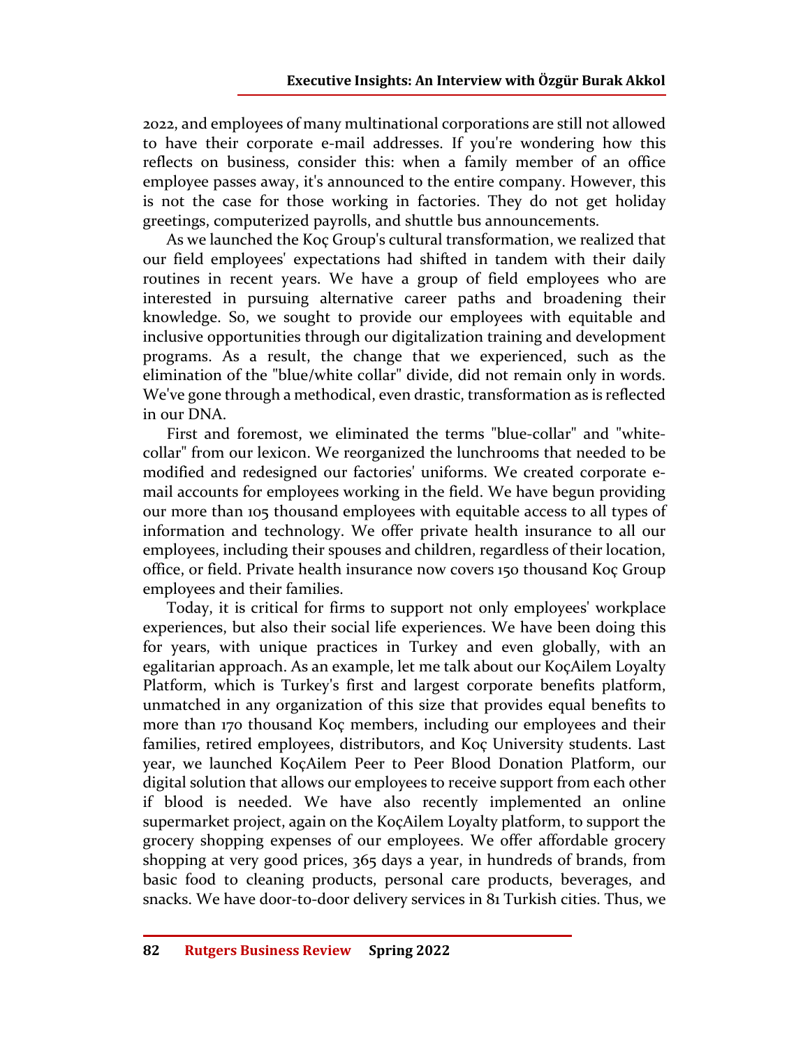2022, and employees of many multinational corporations are still not allowed to have their corporate e-mail addresses. If you're wondering how this reflects on business, consider this: when a family member of an office employee passes away, it's announced to the entire company. However, this is not the case for those working in factories. They do not get holiday greetings, computerized payrolls, and shuttle bus announcements.

As we launched the Koç Group's cultural transformation, we realized that our field employees' expectations had shifted in tandem with their daily routines in recent years. We have a group of field employees who are interested in pursuing alternative career paths and broadening their knowledge. So, we sought to provide our employees with equitable and inclusive opportunities through our digitalization training and development programs. As a result, the change that we experienced, such as the elimination of the "blue/white collar" divide, did not remain only in words. We've gone through a methodical, even drastic, transformation as is reflected in our DNA.

First and foremost, we eliminated the terms "blue-collar" and "white-collar" from our lexicon. We reorganized the lunchrooms that needed to be modified and redesigned our factories' uniforms. We created corporate e-mail accounts for employees working in the field. We have begun providing our more than 105 thousand employees with equitable access to all types of information and technology. We offer private health insurance to all our employees, including their spouses and children, regardless of their location, office, or field. Private health insurance now covers 150 thousand Koç Group employees and their families.

Today, it is critical for firms to support not only employees' workplace experiences, but also their social life experiences. We have been doing this for years, with unique practices in Turkey and even globally, with an egalitarian approach. As an example, let me talk about our KoçAilem Loyalty Platform, which is Turkey's first and largest corporate benefits platform, unmatched in any organization of this size that provides equal benefits to more than 170 thousand Koç members, including our employees and their families, retired employees, distributors, and Koç University students. Last year, we launched KoçAilem Peer to Peer Blood Donation Platform, our digital solution that allows our employees to receive support from each other if blood is needed. We have also recently implemented an online supermarket project, again on the KoçAilem Loyalty platform, to support the grocery shopping expenses of our employees. We offer affordable grocery shopping at very good prices, 365 days a year, in hundreds of brands, from basic food to cleaning products, personal care products, beverages, and snacks. We have door-to-door delivery services in 81 Turkish cities. Thus, we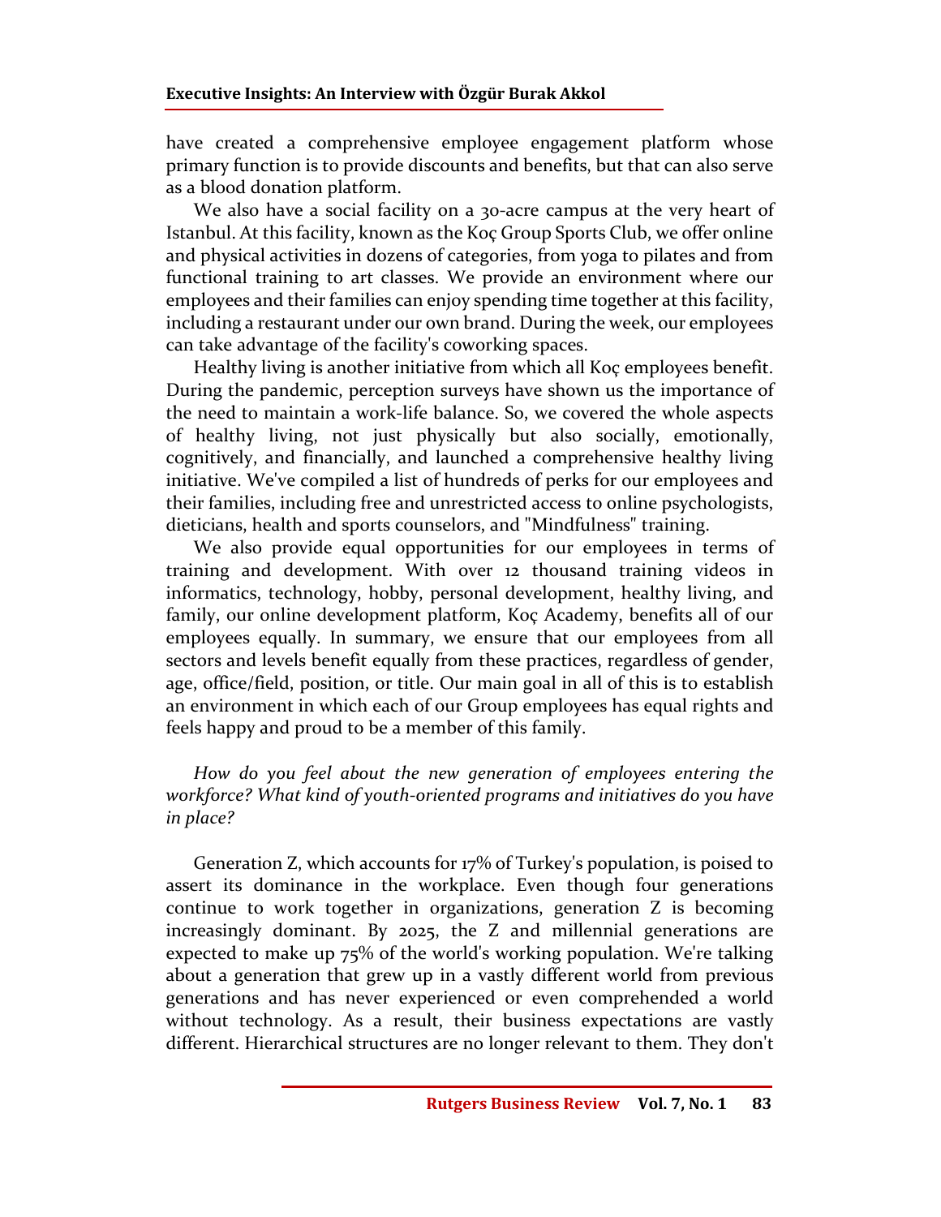have created a comprehensive employee engagement platform whose primary function is to provide discounts and benefits, but that can also serve as a blood donation platform.

We also have a social facility on a 30-acre campus at the very heart of Istanbul. At this facility, known as the Koç Group Sports Club, we offer online and physical activities in dozens of categories, from yoga to pilates and from functional training to art classes. We provide an environment where our employees and their families can enjoy spending time together at this facility, including a restaurant under our own brand. During the week, our employees can take advantage of the facility's coworking spaces.

Healthy living is another initiative from which all Koç employees benefit. During the pandemic, perception surveys have shown us the importance of the need to maintain a work-life balance. So, we covered the whole aspects of healthy living, not just physically but also socially, emotionally, cognitively, and financially, and launched a comprehensive healthy living initiative. We've compiled a list of hundreds of perks for our employees and their families, including free and unrestricted access to online psychologists, dieticians, health and sports counselors, and "Mindfulness" training.

We also provide equal opportunities for our employees in terms of training and development. With over 12 thousand training videos in informatics, technology, hobby, personal development, healthy living, and family, our online development platform, Koç Academy, benefits all of our employees equally. In summary, we ensure that our employees from all sectors and levels benefit equally from these practices, regardless of gender, age, office/field, position, or title. Our main goal in all of this is to establish an environment in which each of our Group employees has equal rights and feels happy and proud to be a member of this family.

*How do you feel about the new generation of employees entering the workforce? What kind of youth-oriented programs and initiatives do you have in place?*

Generation Z, which accounts for 17% of Turkey's population, is poised to assert its dominance in the workplace. Even though four generations continue to work together in organizations, generation Z is becoming increasingly dominant. By 2025, the Z and millennial generations are expected to make up 75% of the world's working population. We're talking about a generation that grew up in a vastly different world from previous generations and has never experienced or even comprehended a world without technology. As a result, their business expectations are vastly different. Hierarchical structures are no longer relevant to them. They don't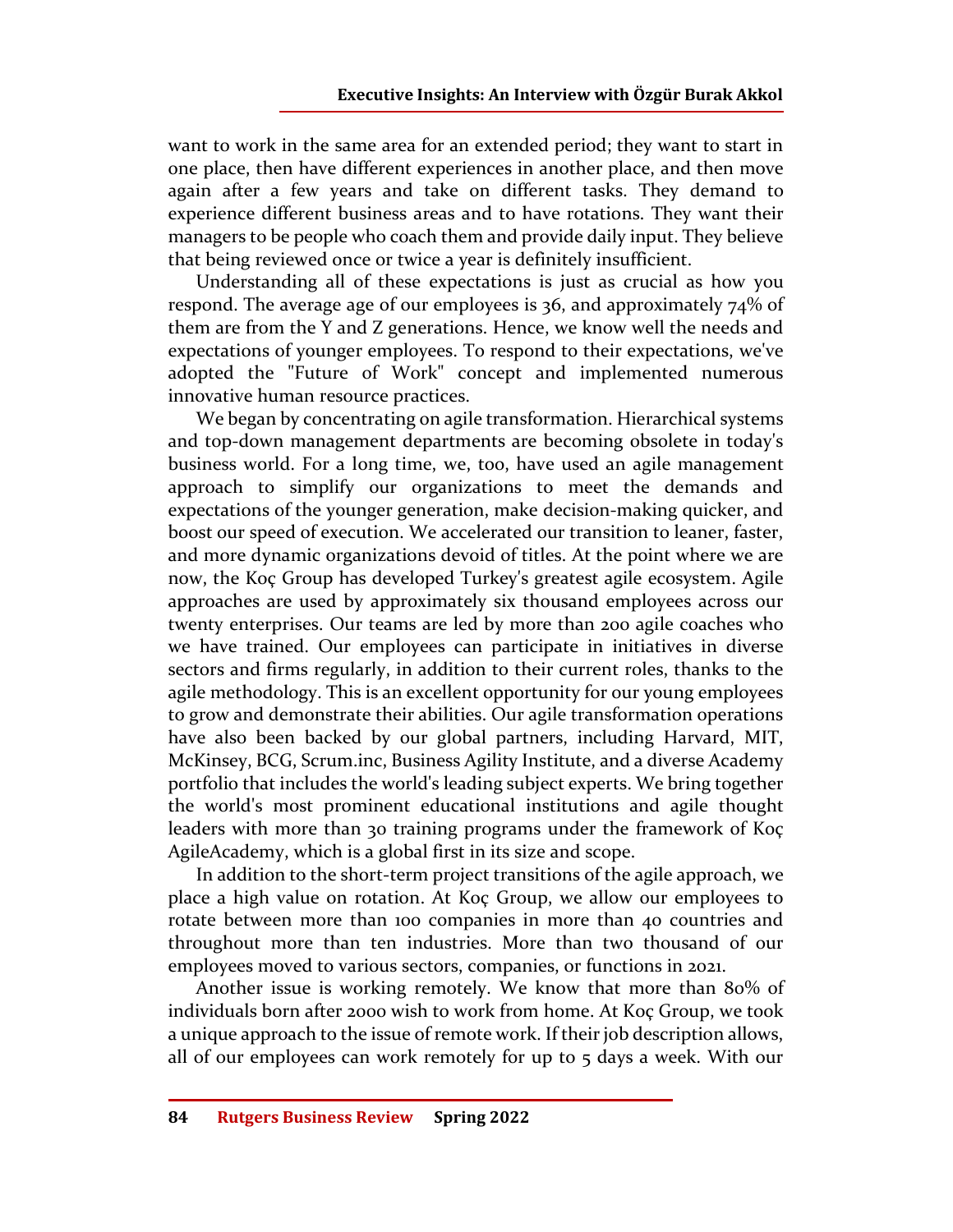want to work in the same area for an extended period; they want to start in one place, then have different experiences in another place, and then move again after a few years and take on different tasks. They demand to experience different business areas and to have rotations. They want their managers to be people who coach them and provide daily input. They believe that being reviewed once or twice a year is definitely insufficient.

Understanding all of these expectations is just as crucial as how you respond. The average age of our employees is 36, and approximately 74% of them are from the Y and Z generations. Hence, we know well the needs and expectations of younger employees. To respond to their expectations, we've adopted the "Future of Work" concept and implemented numerous innovative human resource practices.

We began by concentrating on agile transformation. Hierarchical systems and top-down management departments are becoming obsolete in today's business world. For a long time, we, too, have used an agile management approach to simplify our organizations to meet the demands and expectations of the younger generation, make decision-making quicker, and boost our speed of execution. We accelerated our transition to leaner, faster, and more dynamic organizations devoid of titles. At the point where we are now, the Koç Group has developed Turkey's greatest agile ecosystem. Agile approaches are used by approximately six thousand employees across our twenty enterprises. Our teams are led by more than 200 agile coaches who we have trained. Our employees can participate in initiatives in diverse sectors and firms regularly, in addition to their current roles, thanks to the agile methodology. This is an excellent opportunity for our young employees to grow and demonstrate their abilities. Our agile transformation operations have also been backed by our global partners, including Harvard, MIT, McKinsey, BCG, Scrum.inc, Business Agility Institute, and a diverse Academy portfolio that includes the world's leading subject experts. We bring together the world's most prominent educational institutions and agile thought leaders with more than 30 training programs under the framework of Koç AgileAcademy, which is a global first in its size and scope.

In addition to the short-term project transitions of the agile approach, we place a high value on rotation. At Koç Group, we allow our employees to rotate between more than 100 companies in more than 40 countries and throughout more than ten industries. More than two thousand of our employees moved to various sectors, companies, or functions in 2021.

Another issue is working remotely. We know that more than 80% of individuals born after 2000 wish to work from home. At Koç Group, we took a unique approach to the issue of remote work. If their job description allows, all of our employees can work remotely for up to 5 days a week. With our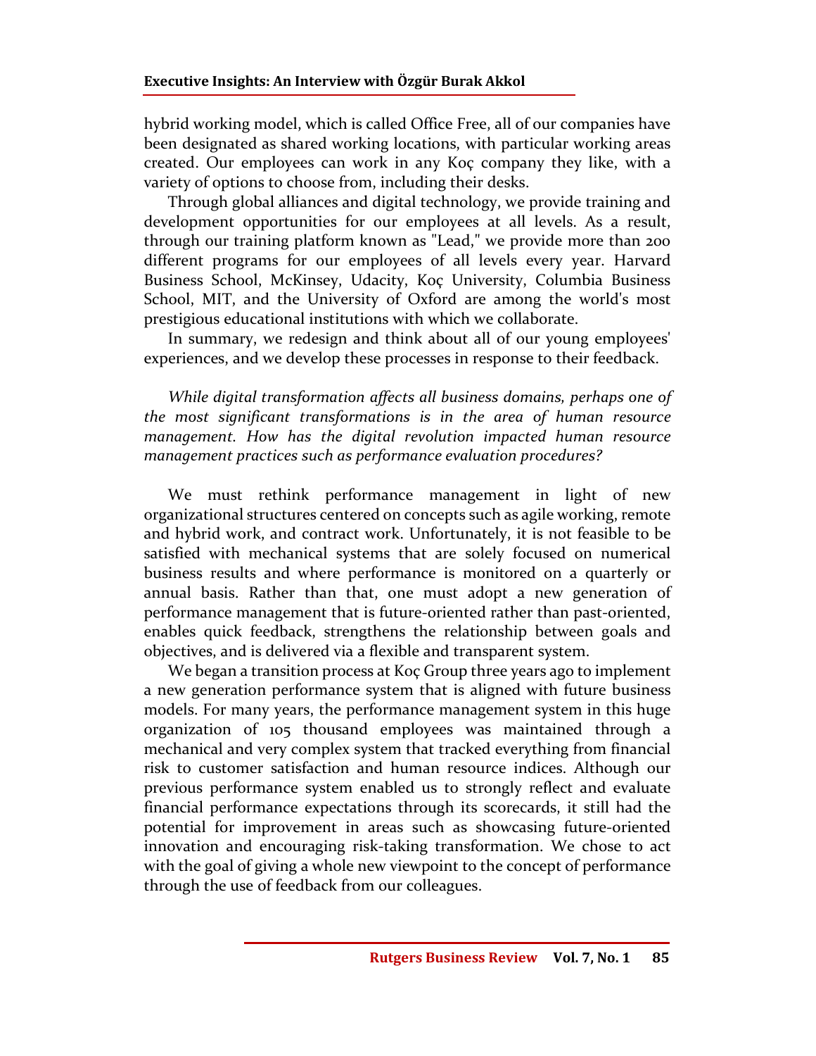hybrid working model, which is called Office Free, all of our companies have been designated as shared working locations, with particular working areas created. Our employees can work in any Koç company they like, with a variety of options to choose from, including their desks.

Through global alliances and digital technology, we provide training and development opportunities for our employees at all levels. As a result, through our training platform known as "Lead," we provide more than 200 different programs for our employees of all levels every year. Harvard Business School, McKinsey, Udacity, Koç University, Columbia Business School, MIT, and the University of Oxford are among the world's most prestigious educational institutions with which we collaborate.

In summary, we redesign and think about all of our young employees' experiences, and we develop these processes in response to their feedback.

*While digital transformation affects all business domains, perhaps one of the most significant transformations is in the area of human resource management. How has the digital revolution impacted human resource management practices such as performance evaluation procedures?*

We must rethink performance management in light of new organizational structures centered on concepts such as agile working, remote and hybrid work, and contract work. Unfortunately, it is not feasible to be satisfied with mechanical systems that are solely focused on numerical business results and where performance is monitored on a quarterly or annual basis. Rather than that, one must adopt a new generation of performance management that is future-oriented rather than past-oriented, enables quick feedback, strengthens the relationship between goals and objectives, and is delivered via a flexible and transparent system.

We began a transition process at Koç Group three years ago to implement a new generation performance system that is aligned with future business models. For many years, the performance management system in this huge organization of 105 thousand employees was maintained through a mechanical and very complex system that tracked everything from financial risk to customer satisfaction and human resource indices. Although our previous performance system enabled us to strongly reflect and evaluate financial performance expectations through its scorecards, it still had the potential for improvement in areas such as showcasing future-oriented innovation and encouraging risk-taking transformation. We chose to act with the goal of giving a whole new viewpoint to the concept of performance through the use of feedback from our colleagues.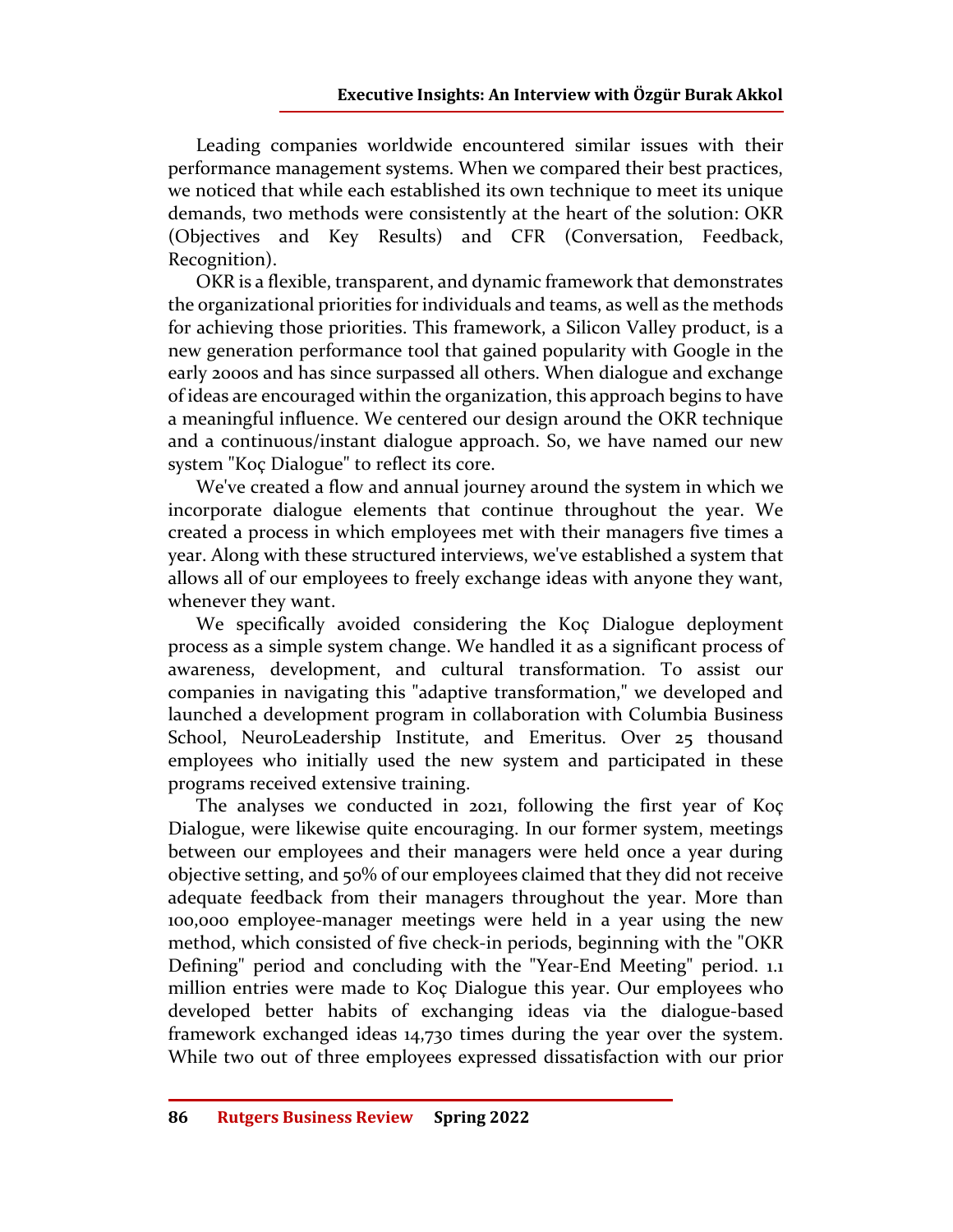Leading companies worldwide encountered similar issues with their performance management systems. When we compared their best practices, we noticed that while each established its own technique to meet its unique demands, two methods were consistently at the heart of the solution: OKR (Objectives and Key Results) and CFR (Conversation, Feedback, Recognition).

OKR is a flexible, transparent, and dynamic framework that demonstrates the organizational priorities for individuals and teams, as well as the methods for achieving those priorities. This framework, a Silicon Valley product, is a new generation performance tool that gained popularity with Google in the early 2000s and has since surpassed all others. When dialogue and exchange of ideas are encouraged within the organization, this approach begins to have a meaningful influence. We centered our design around the OKR technique and a continuous/instant dialogue approach. So, we have named our new system "Koç Dialogue" to reflect its core.

We've created a flow and annual journey around the system in which we incorporate dialogue elements that continue throughout the year. We created a process in which employees met with their managers five times a year. Along with these structured interviews, we've established a system that allows all of our employees to freely exchange ideas with anyone they want, whenever they want.

We specifically avoided considering the Koç Dialogue deployment process as a simple system change. We handled it as a significant process of awareness, development, and cultural transformation. To assist our companies in navigating this "adaptive transformation," we developed and launched a development program in collaboration with Columbia Business School, NeuroLeadership Institute, and Emeritus. Over 25 thousand employees who initially used the new system and participated in these programs received extensive training.

The analyses we conducted in 2021, following the first year of Koç Dialogue, were likewise quite encouraging. In our former system, meetings between our employees and their managers were held once a year during objective setting, and 50% of our employees claimed that they did not receive adequate feedback from their managers throughout the year. More than 100,000 employee-manager meetings were held in a year using the new method, which consisted of five check-in periods, beginning with the "OKR Defining" period and concluding with the "Year-End Meeting" period. 1.1 million entries were made to Koç Dialogue this year. Our employees who developed better habits of exchanging ideas via the dialogue-based framework exchanged ideas 14,730 times during the year over the system. While two out of three employees expressed dissatisfaction with our prior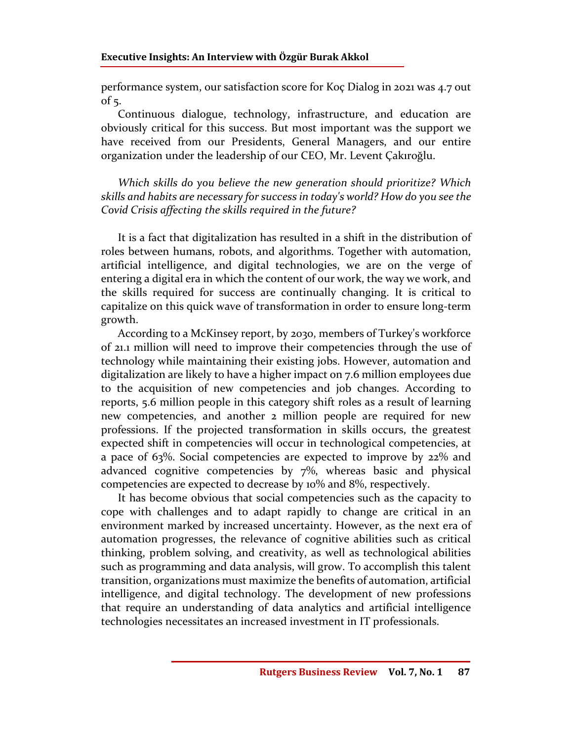performance system, our satisfaction score for Koç Dialog in 2021 was 4.7 out of 5.

Continuous dialogue, technology, infrastructure, and education are obviously critical for this success. But most important was the support we have received from our Presidents, General Managers, and our entire organization under the leadership of our CEO, Mr. Levent Çakıroğlu.

*Which skills do you believe the new generation should prioritize? Which skills and habits are necessary for success in today's world? How do you see the Covid Crisis affecting the skills required in the future?*

It is a fact that digitalization has resulted in a shift in the distribution of roles between humans, robots, and algorithms. Together with automation, artificial intelligence, and digital technologies, we are on the verge of entering a digital era in which the content of our work, the way we work, and the skills required for success are continually changing. It is critical to capitalize on this quick wave of transformation in order to ensure long-term growth.

According to a McKinsey report, by 2030, members of Turkey's workforce of 21.1 million will need to improve their competencies through the use of technology while maintaining their existing jobs. However, automation and digitalization are likely to have a higher impact on 7.6 million employees due to the acquisition of new competencies and job changes. According to reports, 5.6 million people in this category shift roles as a result of learning new competencies, and another 2 million people are required for new professions. If the projected transformation in skills occurs, the greatest expected shift in competencies will occur in technological competencies, at a pace of 63%. Social competencies are expected to improve by 22% and advanced cognitive competencies by 7%, whereas basic and physical competencies are expected to decrease by 10% and 8%, respectively.

It has become obvious that social competencies such as the capacity to cope with challenges and to adapt rapidly to change are critical in an environment marked by increased uncertainty. However, as the next era of automation progresses, the relevance of cognitive abilities such as critical thinking, problem solving, and creativity, as well as technological abilities such as programming and data analysis, will grow. To accomplish this talent transition, organizations must maximize the benefits of automation, artificial intelligence, and digital technology. The development of new professions that require an understanding of data analytics and artificial intelligence technologies necessitates an increased investment in IT professionals.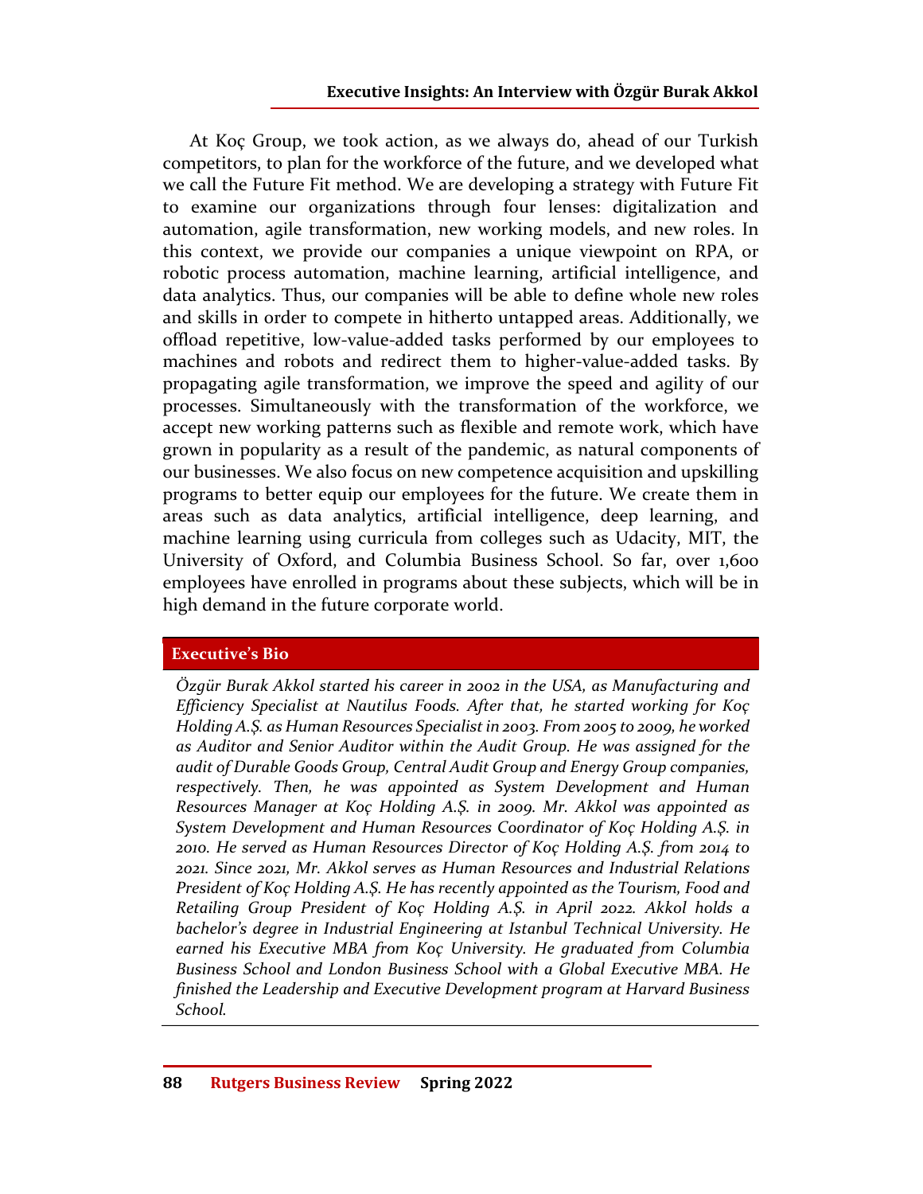At Koç Group, we took action, as we always do, ahead of our Turkish competitors, to plan for the workforce of the future, and we developed what we call the Future Fit method. We are developing a strategy with Future Fit to examine our organizations through four lenses: digitalization and automation, agile transformation, new working models, and new roles. In this context, we provide our companies a unique viewpoint on RPA, or robotic process automation, machine learning, artificial intelligence, and data analytics. Thus, our companies will be able to define whole new roles and skills in order to compete in hitherto untapped areas. Additionally, we offload repetitive, low-value-added tasks performed by our employees to machines and robots and redirect them to higher-value-added tasks. By propagating agile transformation, we improve the speed and agility of our processes. Simultaneously with the transformation of the workforce, we accept new working patterns such as flexible and remote work, which have grown in popularity as a result of the pandemic, as natural components of our businesses. We also focus on new competence acquisition and upskilling programs to better equip our employees for the future. We create them in areas such as data analytics, artificial intelligence, deep learning, and machine learning using curricula from colleges such as Udacity, MIT, the University of Oxford, and Columbia Business School. So far, over 1,600 employees have enrolled in programs about these subjects, which will be in high demand in the future corporate world.

## Executive's Bio

*Özgür Burak Akkol started his career in 2002 in the USA, as Manufacturing and Efficiency Specialist at Nautilus Foods. After that, he started working for Koç Holding A.Ş. as Human Resources Specialist in 2003. From 2005 to 2009, he worked as Auditor and Senior Auditor within the Audit Group. He was assigned for the audit of Durable Goods Group, Central Audit Group and Energy Group companies, respectively. Then, he was appointed as System Development and Human Resources Manager at Koç Holding A.Ş. in 2009. Mr. Akkol was appointed as System Development and Human Resources Coordinator of Koç Holding A.Ş. in 2010. He served as Human Resources Director of Koç Holding A.Ş. from 2014 to 2021. Since 2021, Mr. Akkol serves as Human Resources and Industrial Relations President of Koç Holding A.Ş. He has recently appointed as the Tourism, Food and Retailing Group President of Koç Holding A.Ş. in April 2022. Akkol holds a bachelor's degree in Industrial Engineering at Istanbul Technical University. He earned his Executive MBA from Koç University. He graduated from Columbia Business School and London Business School with a Global Executive MBA. He finished the Leadership and Executive Development program at Harvard Business School.*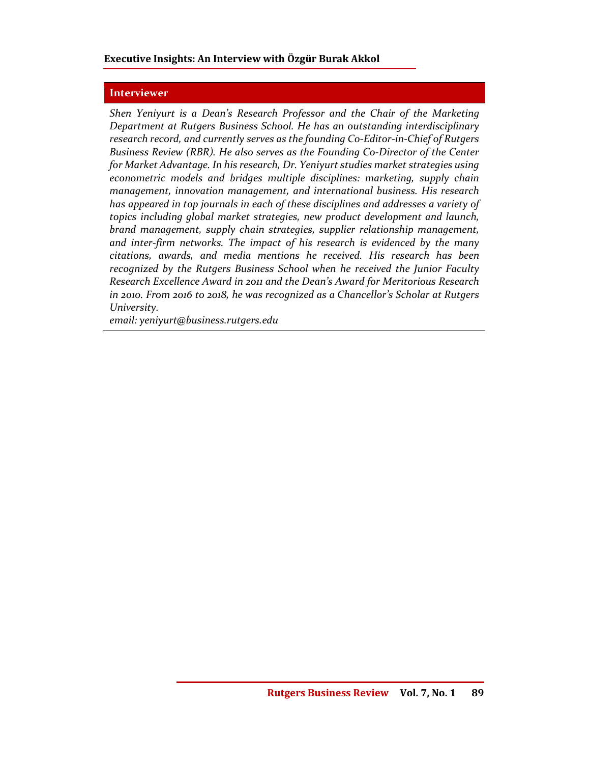## Interviewer

*Shen Yeniyurt is a Dean's Research Professor and the Chair of the Marketing Department at Rutgers Business School. He has an outstanding interdisciplinary research record, and currently serves as the founding Co-Editor-in-Chief of Rutgers Business Review (RBR). He also serves as the Founding Co-Director of the Center for Market Advantage. In his research, Dr. Yeniyurt studies market strategies using econometric models and bridges multiple disciplines: marketing, supply chain management, innovation management, and international business. His research has appeared in top journals in each of these disciplines and addresses a variety of topics including global market strategies, new product development and launch, brand management, supply chain strategies, supplier relationship management, and inter-firm networks. The impact of his research is evidenced by the many citations, awards, and media mentions he received. His research has been recognized by the Rutgers Business School when he received the Junior Faculty Research Excellence Award in 2011 and the Dean's Award for Meritorious Research in 2010. From 2016 to 2018, he was recognized as a Chancellor's Scholar at Rutgers University.*

*email: yeniyurt@business.rutgers.edu*